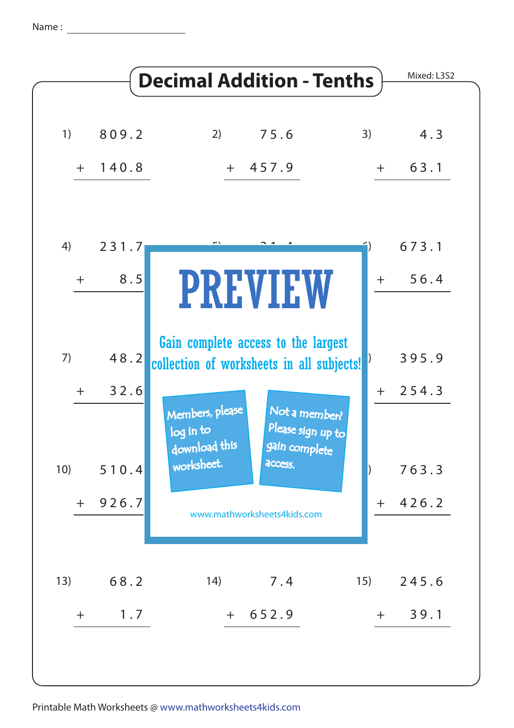Name : ____________________

# Decimal Addition - Tenths

Mixed: L3S2

1) $809.2 + 140.8$

2) $75.6 + 457.9$

3) $4.3 + 63.1$

4) $231.7 + 8.5$

6) $673.1 + 56.4$

7) $48.2 + 32.6$

$395.9 + 254.3$

10) $510.4 + 926.7$

$763.3 + 426.2$

13) $68.2 + 1.7$

14) $7.4 + 652.9$

15) $245.6 + 39.1$

**PREVIEW**

Gain complete access to the largest collection of worksheets in all subjects!

Members, please log in to download this worksheet.

Not a member? Please sign up to gain complete access.

www.mathworksheets4kids.com

Printable Math Worksheets @ www.mathworksheets4kids.com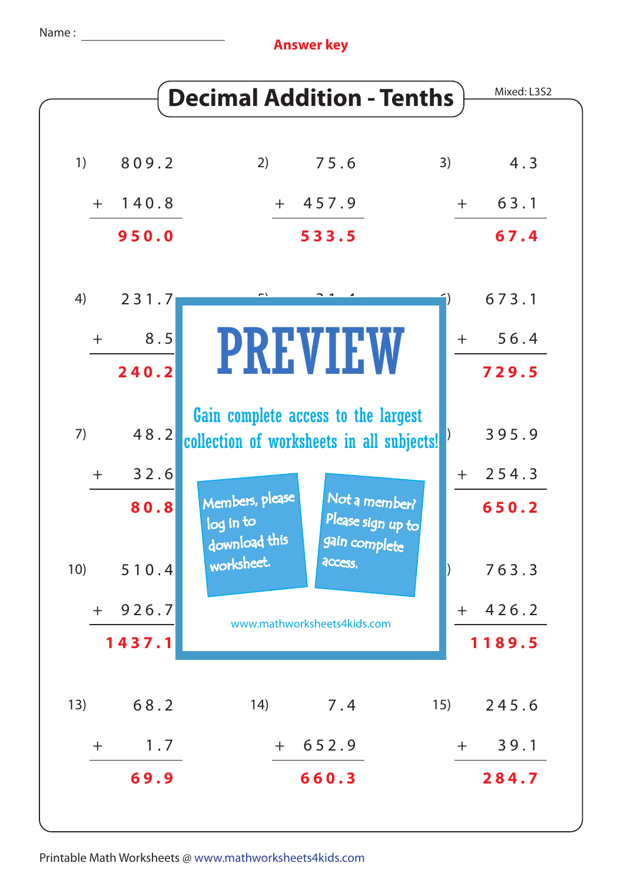Name :

**Answer key**

# Decimal Addition - Tenths

Mixed: L3S2

1) $809.2 + 140.8 = $ **950.0**

2) $75.6 + 457.9 = $ **533.5**

3) $4.3 + 63.1 = $ **67.4**

4) $231.7 + 8.5 = $ **240.2**

5)

6) $673.1 + 56.4 = $ **729.5**

7) $48.2 + 32.6 = $ **80.8**

8)

9) $395.9 + 254.3 = $ **650.2**

10) $510.4 + 926.7 = $ **1437.1**

11)

12) $763.3 + 426.2 = $ **1189.5**

13) $68.2 + 1.7 = $ **69.9**

14) $7.4 + 652.9 = $ **660.3**

15) $245.6 + 39.1 = $ **284.7**

PREVIEW

Gain complete access to the largest collection of worksheets in all subjects!

Members, please log in to download this worksheet.

Not a member? Please sign up to gain complete access.

www.mathworksheets4kids.com

Printable Math Worksheets @ www.mathworksheets4kids.com